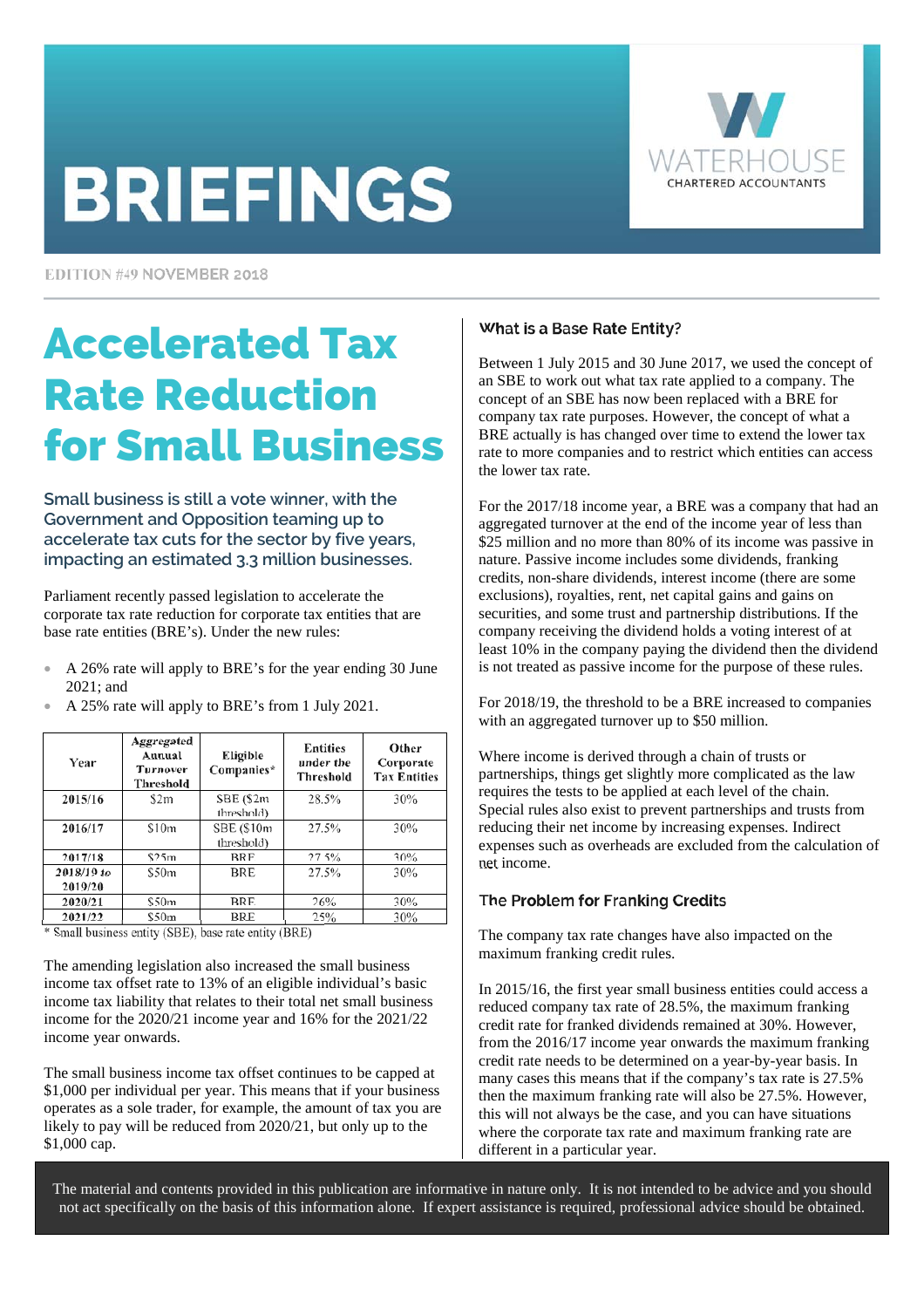# BRIEFINGS

WATERHOUSE CHARTERED ACCOUNTANTS

EDITION #49 NOVEMBER 2018

# Accelerated Tax Rate Reduction for Small Business

**Small business is still a vote winner, with the Government and Opposition teaming up to accelerate tax cuts for the sector by five years, impacting an estimated 3.3 million businesses.**

Parliament recently passed legislation to accelerate the corporate tax rate reduction for corporate tax entities that are base rate entities (BRE's). Under the new rules:

- A 26% rate will apply to BRE's for the year ending 30 June 2021; and
- A 25% rate will apply to BRE's from 1 July 2021.

| Year | Aggregated Annual Turnover Threshold | Eligible Companies* | Entities under the Threshold | Other Corporate Tax Entities |
|---|---|---|---|---|
| 2015/16 | $2m | SBE ($2m threshold) | 28.5% | 30% |
| 2016/17 | $10m | SBE ($10m threshold) | 27.5% | 30% |
| 2017/18 | $25m | BRE | 27.5% | 30% |
| 2018/19 to 2019/20 | $50m | BRE | 27.5% | 30% |
| 2020/21 | $50m | BRE | 26% | 30% |
| 2021/22 | $50m | BRE | 25% | 30% |

\* Small business entity (SBE), base rate entity (BRE)

The amending legislation also increased the small business income tax offset rate to 13% of an eligible individual's basic income tax liability that relates to their total net small business income for the 2020/21 income year and 16% for the 2021/22 income year onwards.

The small business income tax offset continues to be capped at $1,000 per individual per year. This means that if your business operates as a sole trader, for example, the amount of tax you are likely to pay will be reduced from 2020/21, but only up to the $1,000 cap.

## What is a Base Rate Entity?

Between 1 July 2015 and 30 June 2017, we used the concept of an SBE to work out what tax rate applied to a company. The concept of an SBE has now been replaced with a BRE for company tax rate purposes. However, the concept of what a BRE actually is has changed over time to extend the lower tax rate to more companies and to restrict which entities can access the lower tax rate.

For the 2017/18 income year, a BRE was a company that had an aggregated turnover at the end of the income year of less than $25 million and no more than 80% of its income was passive in nature. Passive income includes some dividends, franking credits, non-share dividends, interest income (there are some exclusions), royalties, rent, net capital gains and gains on securities, and some trust and partnership distributions. If the company receiving the dividend holds a voting interest of at least 10% in the company paying the dividend then the dividend is not treated as passive income for the purpose of these rules.

For 2018/19, the threshold to be a BRE increased to companies with an aggregated turnover up to $50 million.

Where income is derived through a chain of trusts or partnerships, things get slightly more complicated as the law requires the tests to be applied at each level of the chain. Special rules also exist to prevent partnerships and trusts from reducing their net income by increasing expenses. Indirect expenses such as overheads are excluded from the calculation of net income.

## The Problem for Franking Credits

The company tax rate changes have also impacted on the maximum franking credit rules.

In 2015/16, the first year small business entities could access a reduced company tax rate of 28.5%, the maximum franking credit rate for franked dividends remained at 30%. However, from the 2016/17 income year onwards the maximum franking credit rate needs to be determined on a year-by-year basis. In many cases this means that if the company's tax rate is 27.5% then the maximum franking rate will also be 27.5%. However, this will not always be the case, and you can have situations where the corporate tax rate and maximum franking rate are different in a particular year.

The material and contents provided in this publication are informative in nature only. It is not intended to be advice and you should not act specifically on the basis of this information alone. If expert assistance is required, professional advice should be obtained.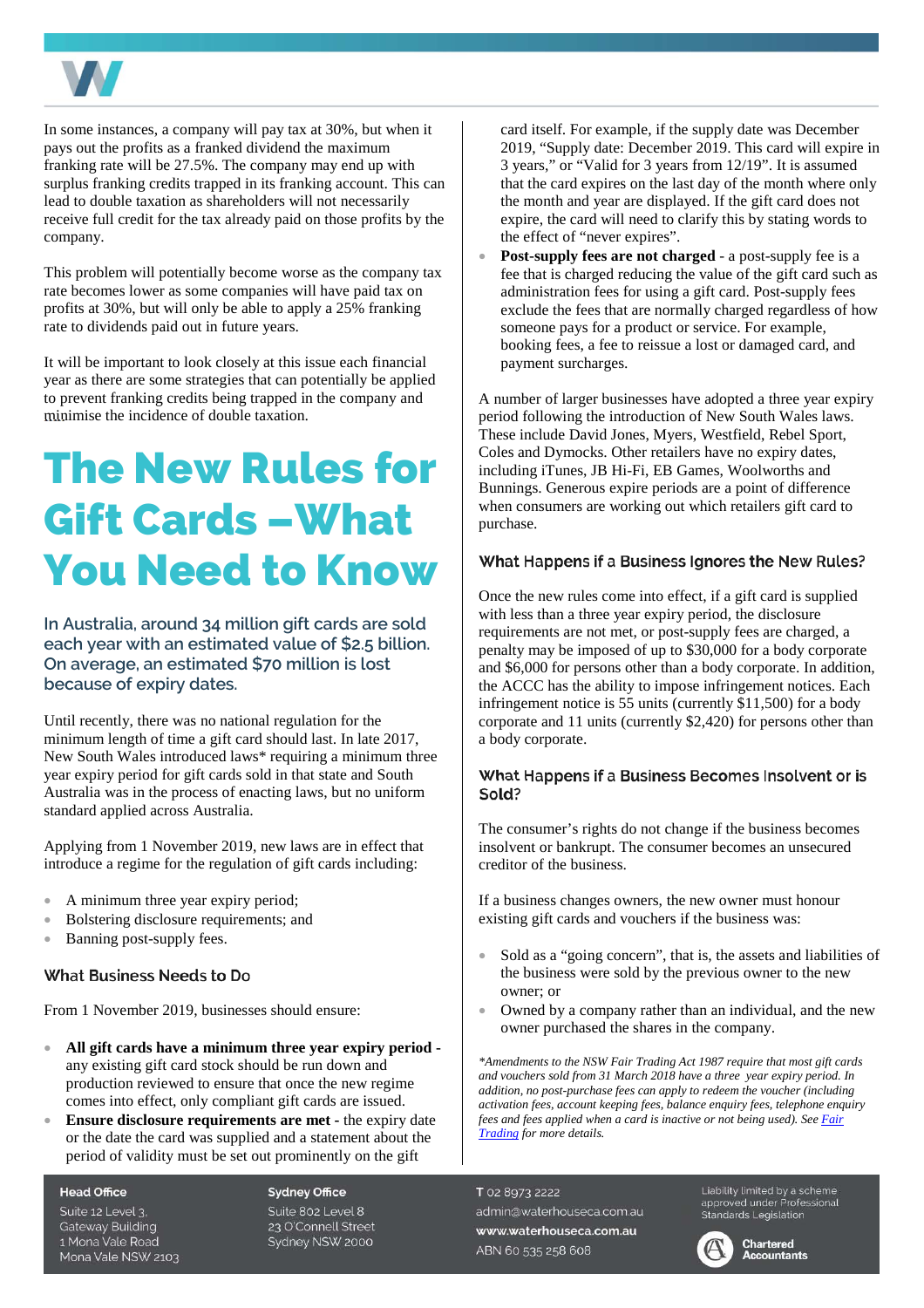In some instances, a company will pay tax at 30%, but when it pays out the profits as a franked dividend the maximum franking rate will be 27.5%. The company may end up with surplus franking credits trapped in its franking account. This can lead to double taxation as shareholders will not necessarily receive full credit for the tax already paid on those profits by the company.

This problem will potentially become worse as the company tax rate becomes lower as some companies will have paid tax on profits at 30%, but will only be able to apply a 25% franking rate to dividends paid out in future years.

It will be important to look closely at this issue each financial year as there are some strategies that can potentially be applied to prevent franking credits being trapped in the company and minimise the incidence of double taxation.

# The New Rules for Gift Cards –What You Need to Know

**In Australia, around 34 million gift cards are sold each year with an estimated value of $2.5 billion. On average, an estimated $70 million is lost because of expiry dates.**

Until recently, there was no national regulation for the minimum length of time a gift card should last. In late 2017, New South Wales introduced laws* requiring a minimum three year expiry period for gift cards sold in that state and South Australia was in the process of enacting laws, but no uniform standard applied across Australia.

Applying from 1 November 2019, new laws are in effect that introduce a regime for the regulation of gift cards including:

- A minimum three year expiry period;
- Bolstering disclosure requirements; and
- Banning post-supply fees.

### What Business Needs to Do

From 1 November 2019, businesses should ensure:

- **All gift cards have a minimum three year expiry period -** any existing gift card stock should be run down and production reviewed to ensure that once the new regime comes into effect, only compliant gift cards are issued.
- **Ensure disclosure requirements are met -** the expiry date or the date the card was supplied and a statement about the period of validity must be set out prominently on the gift card itself. For example, if the supply date was December 2019, "Supply date: December 2019. This card will expire in 3 years," or "Valid for 3 years from 12/19". It is assumed that the card expires on the last day of the month where only the month and year are displayed. If the gift card does not expire, the card will need to clarify this by stating words to the effect of "never expires".
- **Post-supply fees are not charged** - a post-supply fee is a fee that is charged reducing the value of the gift card such as administration fees for using a gift card. Post-supply fees exclude the fees that are normally charged regardless of how someone pays for a product or service. For example, booking fees, a fee to reissue a lost or damaged card, and payment surcharges.

A number of larger businesses have adopted a three year expiry period following the introduction of New South Wales laws. These include David Jones, Myers, Westfield, Rebel Sport, Coles and Dymocks. Other retailers have no expiry dates, including iTunes, JB Hi-Fi, EB Games, Woolworths and Bunnings. Generous expire periods are a point of difference when consumers are working out which retailers gift card to purchase.

### What Happens if a Business Ignores the New Rules?

Once the new rules come into effect, if a gift card is supplied with less than a three year expiry period, the disclosure requirements are not met, or post-supply fees are charged, a penalty may be imposed of up to $30,000 for a body corporate and $6,000 for persons other than a body corporate. In addition, the ACCC has the ability to impose infringement notices. Each infringement notice is 55 units (currently $11,500) for a body corporate and 11 units (currently $2,420) for persons other than a body corporate.

### What Happens if a Business Becomes Insolvent or is Sold?

The consumer's rights do not change if the business becomes insolvent or bankrupt. The consumer becomes an unsecured creditor of the business.

If a business changes owners, the new owner must honour existing gift cards and vouchers if the business was:

- Sold as a "going concern", that is, the assets and liabilities of the business were sold by the previous owner to the new owner; or
- Owned by a company rather than an individual, and the new owner purchased the shares in the company.

*\*Amendments to the NSW Fair Trading Act 1987 require that most gift cards and vouchers sold from 31 March 2018 have a three year expiry period. In addition, no post-purchase fees can apply to redeem the voucher (including activation fees, account keeping fees, balance enquiry fees, telephone enquiry fees and fees applied when a card is inactive or not being used). See Fair Trading for more details.*

**Head Office**
Suite 12 Level 3,
Gateway Building
1 Mona Vale Road
Mona Vale NSW 2103

**Sydney Office**
Suite 802 Level 8
23 O'Connell Street
Sydney NSW 2000

T 02 8973 2222
admin@waterhouseca.com.au
**www.waterhouseca.com.au**
ABN 60 535 258 608

Liability limited by a scheme approved under Professional Standards Legislation

Chartered Accountants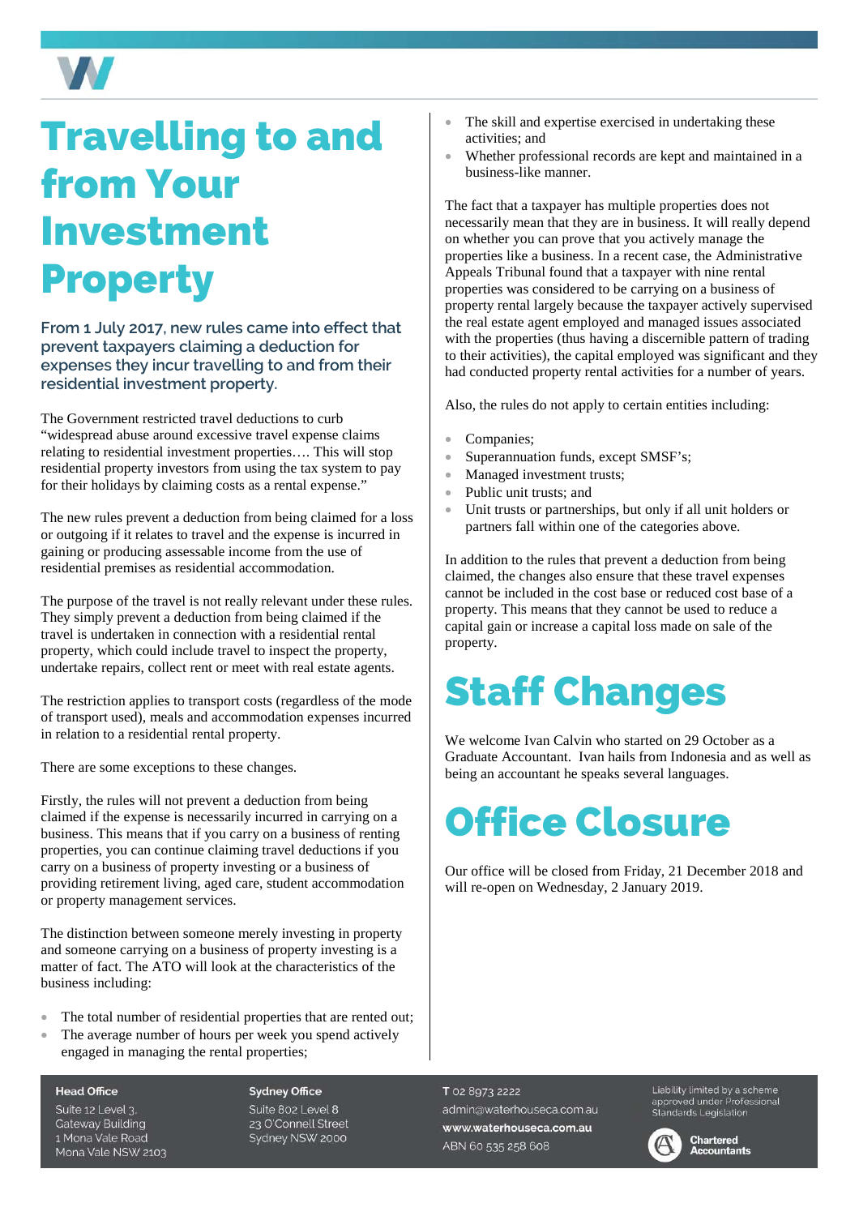# Travelling to and from Your Investment Property

**From 1 July 2017, new rules came into effect that prevent taxpayers claiming a deduction for expenses they incur travelling to and from their residential investment property.**

The Government restricted travel deductions to curb "widespread abuse around excessive travel expense claims relating to residential investment properties…. This will stop residential property investors from using the tax system to pay for their holidays by claiming costs as a rental expense."

The new rules prevent a deduction from being claimed for a loss or outgoing if it relates to travel and the expense is incurred in gaining or producing assessable income from the use of residential premises as residential accommodation.

The purpose of the travel is not really relevant under these rules. They simply prevent a deduction from being claimed if the travel is undertaken in connection with a residential rental property, which could include travel to inspect the property, undertake repairs, collect rent or meet with real estate agents.

The restriction applies to transport costs (regardless of the mode of transport used), meals and accommodation expenses incurred in relation to a residential rental property.

There are some exceptions to these changes.

Firstly, the rules will not prevent a deduction from being claimed if the expense is necessarily incurred in carrying on a business. This means that if you carry on a business of renting properties, you can continue claiming travel deductions if you carry on a business of property investing or a business of providing retirement living, aged care, student accommodation or property management services.

The distinction between someone merely investing in property and someone carrying on a business of property investing is a matter of fact. The ATO will look at the characteristics of the business including:

- The total number of residential properties that are rented out;
- The average number of hours per week you spend actively engaged in managing the rental properties;
- The skill and expertise exercised in undertaking these activities; and
- Whether professional records are kept and maintained in a business-like manner.

The fact that a taxpayer has multiple properties does not necessarily mean that they are in business. It will really depend on whether you can prove that you actively manage the properties like a business. In a recent case, the Administrative Appeals Tribunal found that a taxpayer with nine rental properties was considered to be carrying on a business of property rental largely because the taxpayer actively supervised the real estate agent employed and managed issues associated with the properties (thus having a discernible pattern of trading to their activities), the capital employed was significant and they had conducted property rental activities for a number of years.

Also, the rules do not apply to certain entities including:

- Companies;
- Superannuation funds, except SMSF's;
- Managed investment trusts;
- Public unit trusts; and
- Unit trusts or partnerships, but only if all unit holders or partners fall within one of the categories above.

In addition to the rules that prevent a deduction from being claimed, the changes also ensure that these travel expenses cannot be included in the cost base or reduced cost base of a property. This means that they cannot be used to reduce a capital gain or increase a capital loss made on sale of the property.

# Staff Changes

We welcome Ivan Calvin who started on 29 October as a Graduate Accountant. Ivan hails from Indonesia and as well as being an accountant he speaks several languages.

# Office Closure

Our office will be closed from Friday, 21 December 2018 and will re-open on Wednesday, 2 January 2019.

**Head Office**
Suite 12 Level 3,
Gateway Building
1 Mona Vale Road
Mona Vale NSW 2103

**Sydney Office**
Suite 802 Level 8
23 O'Connell Street
Sydney NSW 2000

**T** 02 8973 2222
admin@waterhouseca.com.au
**www.waterhouseca.com.au**
ABN 60 535 258 608

Liability limited by a scheme approved under Professional Standards Legislation

Chartered Accountants